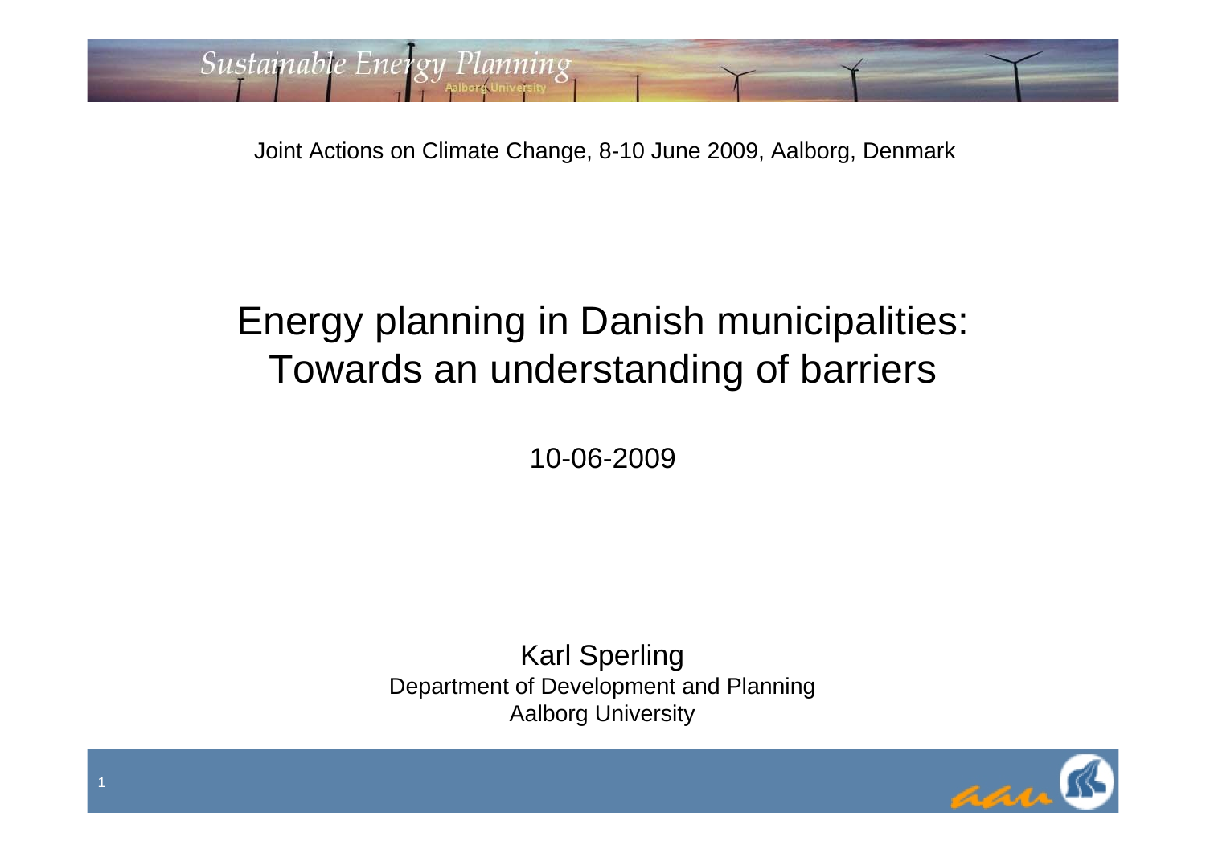Joint Actions on Climate Change, 8-10 June 2009, Aalborg, Denmark

# Energy planning in Danish municipalities: Towards an understanding of barriers

10-06-2009

Karl Sperling
Department of Development and Planning
Aalborg University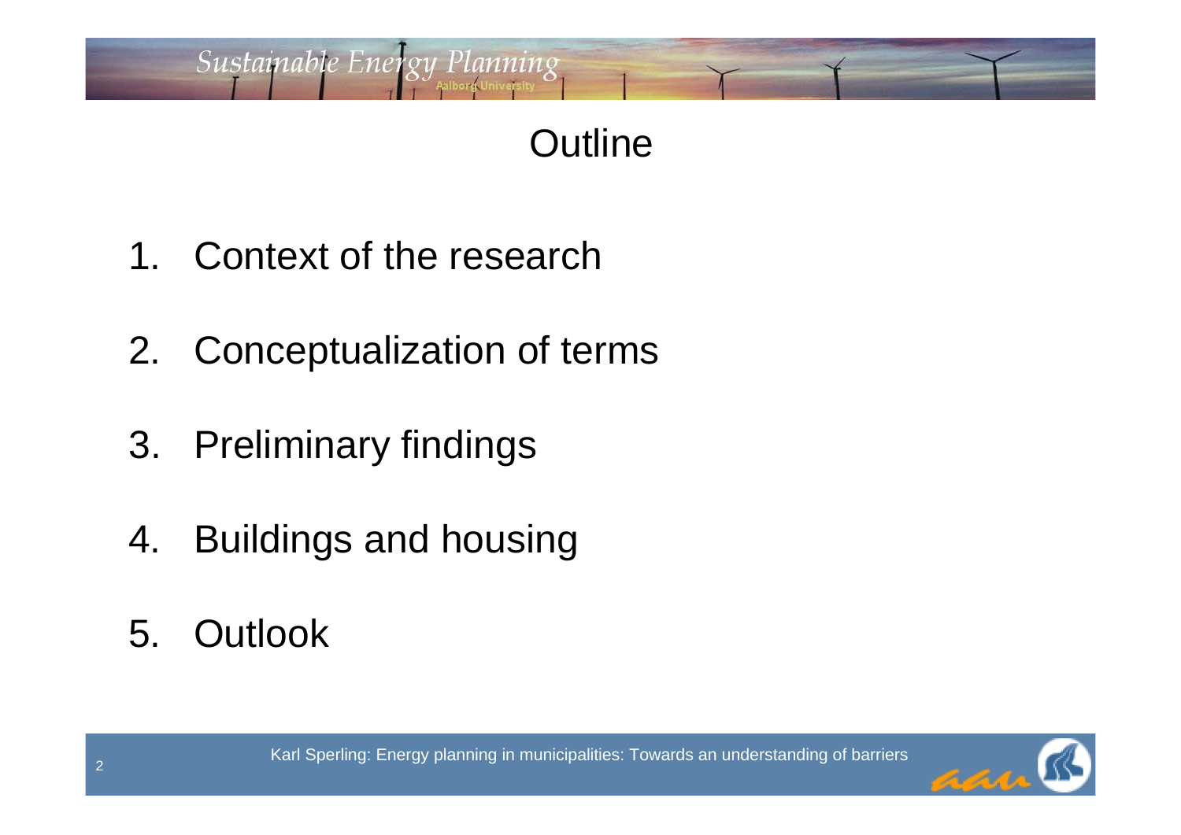# Outline

1. Context of the research
2. Conceptualization of terms
3. Preliminary findings
4. Buildings and housing
5. Outlook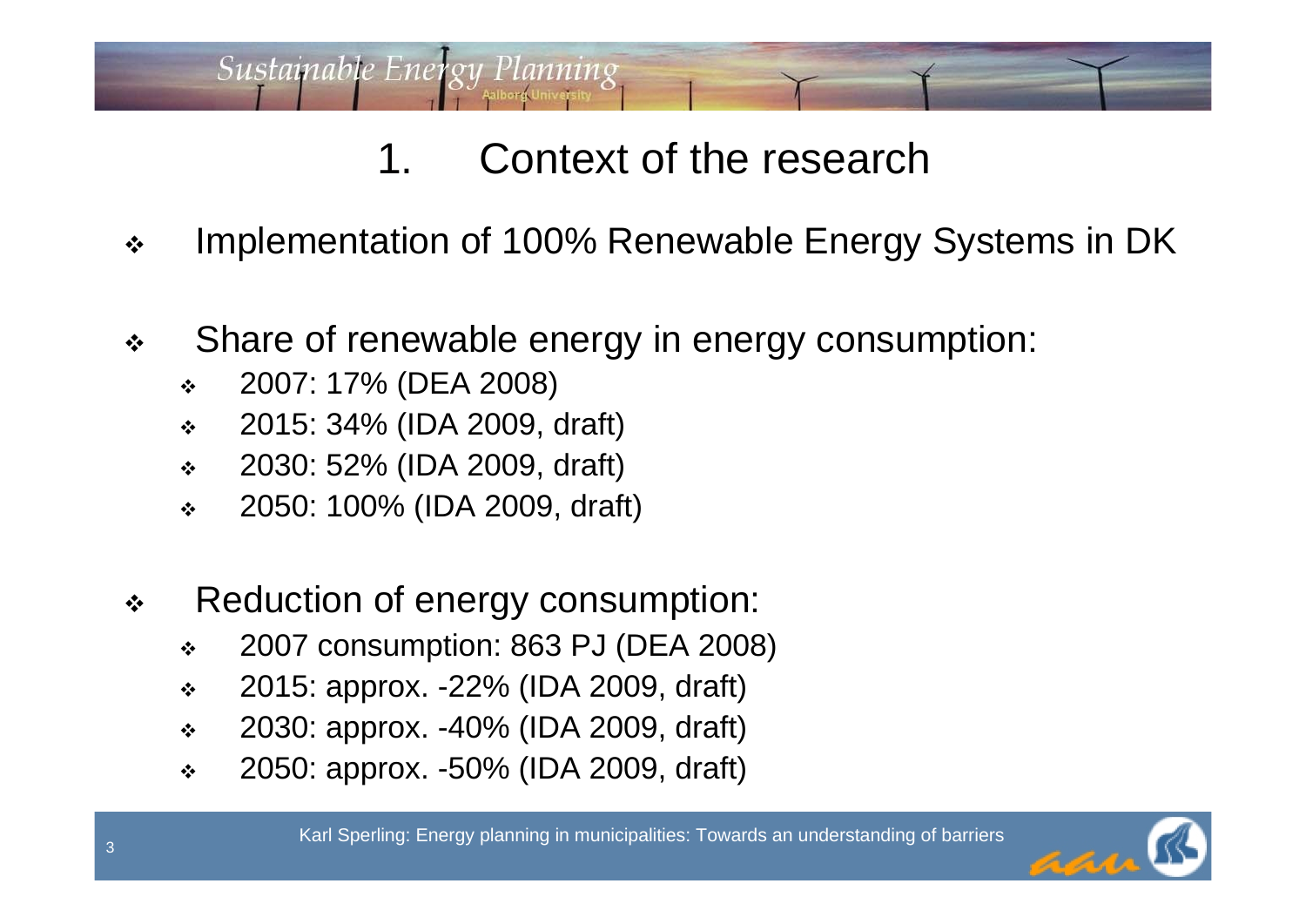# 1. Context of the research

- Implementation of 100% Renewable Energy Systems in DK

- Share of renewable energy in energy consumption:
  - 2007: 17% (DEA 2008)
  - 2015: 34% (IDA 2009, draft)
  - 2030: 52% (IDA 2009, draft)
  - 2050: 100% (IDA 2009, draft)

- Reduction of energy consumption:
  - 2007 consumption: 863 PJ (DEA 2008)
  - 2015: approx. -22% (IDA 2009, draft)
  - 2030: approx. -40% (IDA 2009, draft)
  - 2050: approx. -50% (IDA 2009, draft)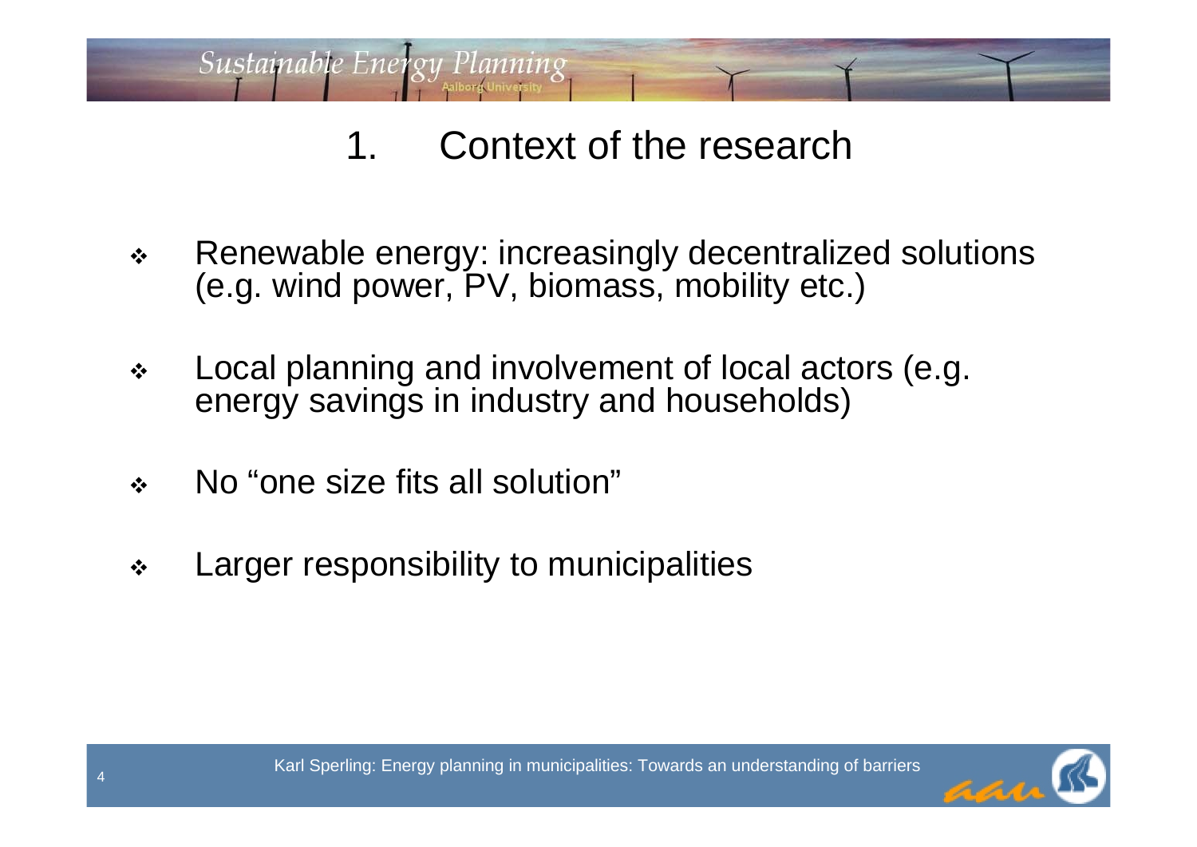# 1. Context of the research

- Renewable energy: increasingly decentralized solutions (e.g. wind power, PV, biomass, mobility etc.)
- Local planning and involvement of local actors (e.g. energy savings in industry and households)
- No "one size fits all solution"
- Larger responsibility to municipalities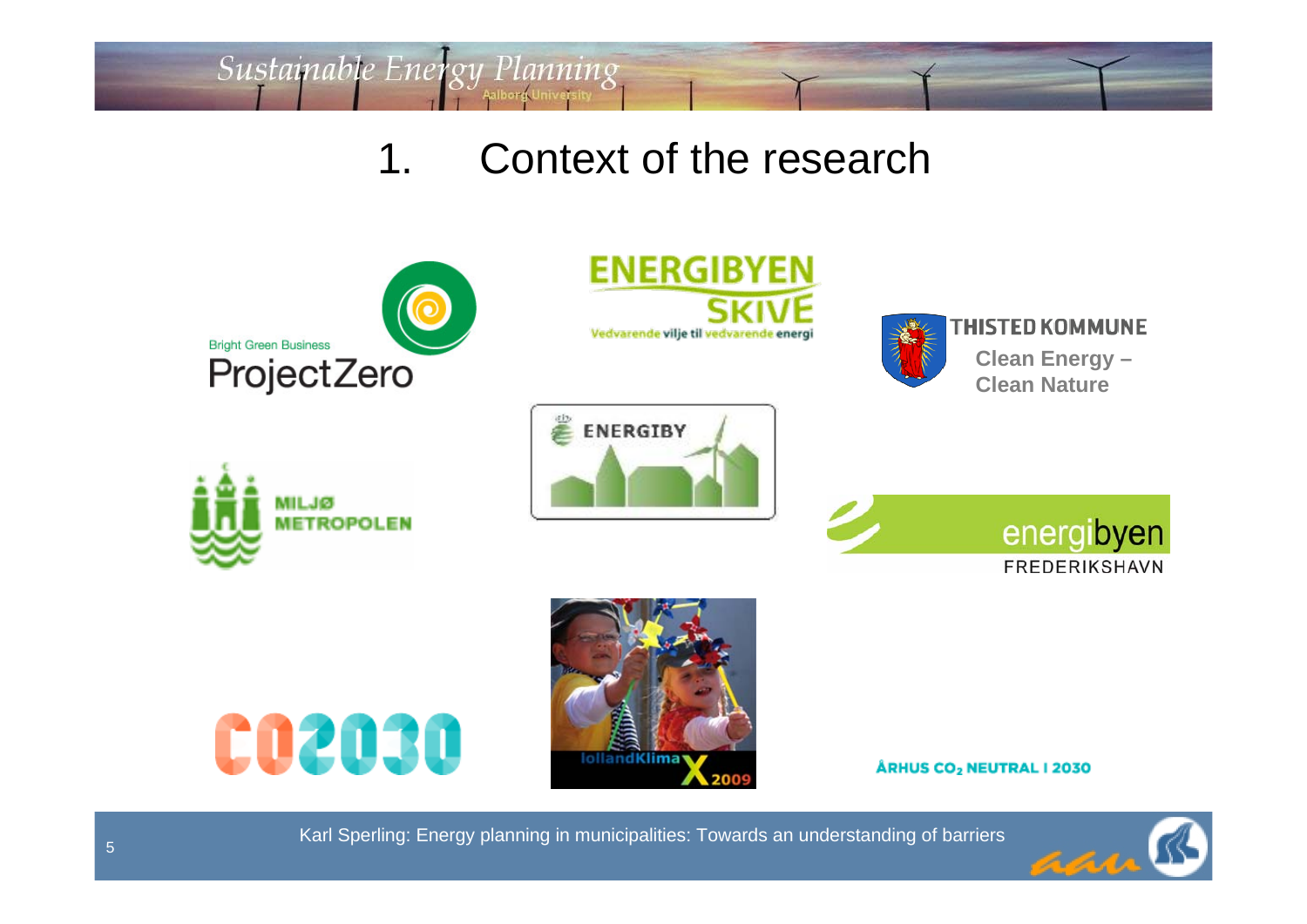# 1. Context of the research

Bright Green Business
ProjectZero

ENERGIBYEN SKIVE
Vedvarende vilje til vedvarende energi

THISTED KOMMUNE
Clean Energy – Clean Nature

MILJØ METROPOLEN

ENERGIBY

energibyen FREDERIKSHAVN

CO2030

lollandKlimaX 2009

ÅRHUS $CO_2$ NEUTRAL I 2030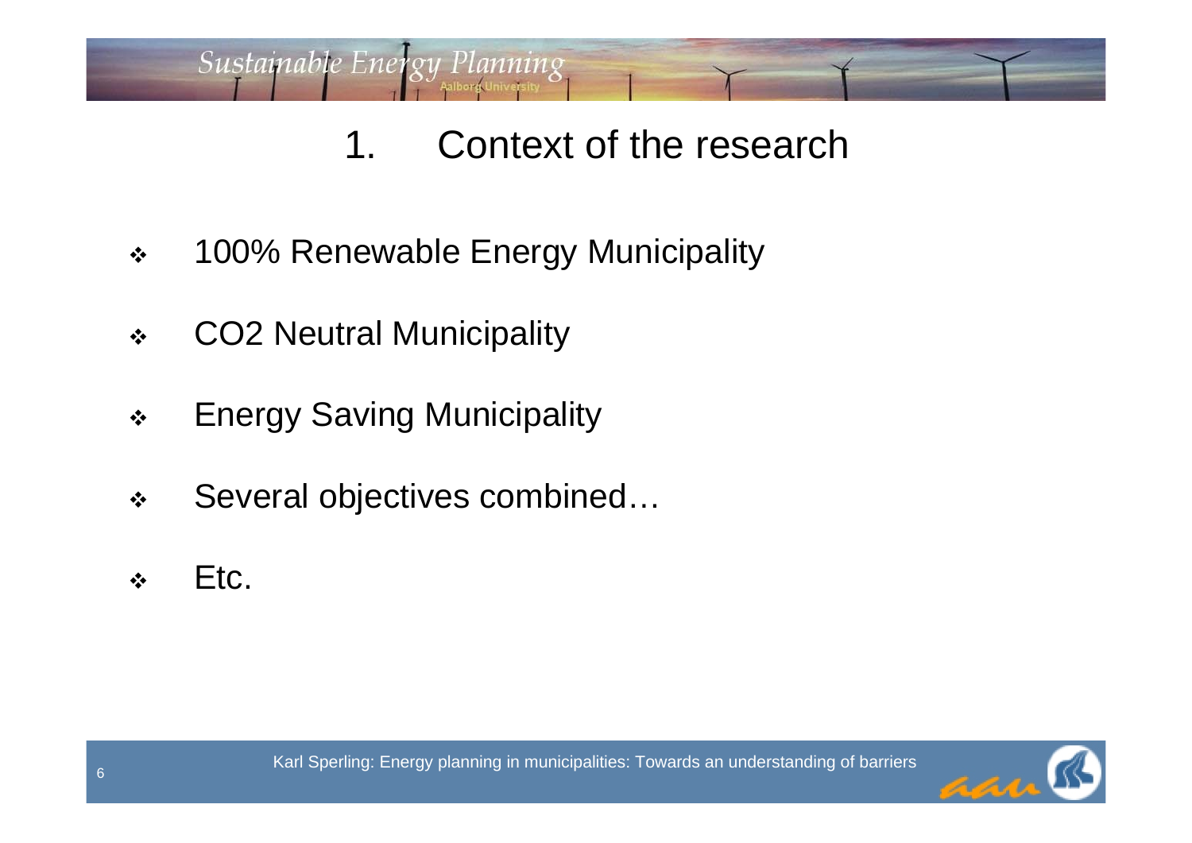# 1. Context of the research

- 100% Renewable Energy Municipality
- $CO_2$ Neutral Municipality
- Energy Saving Municipality
- Several objectives combined…
- Etc.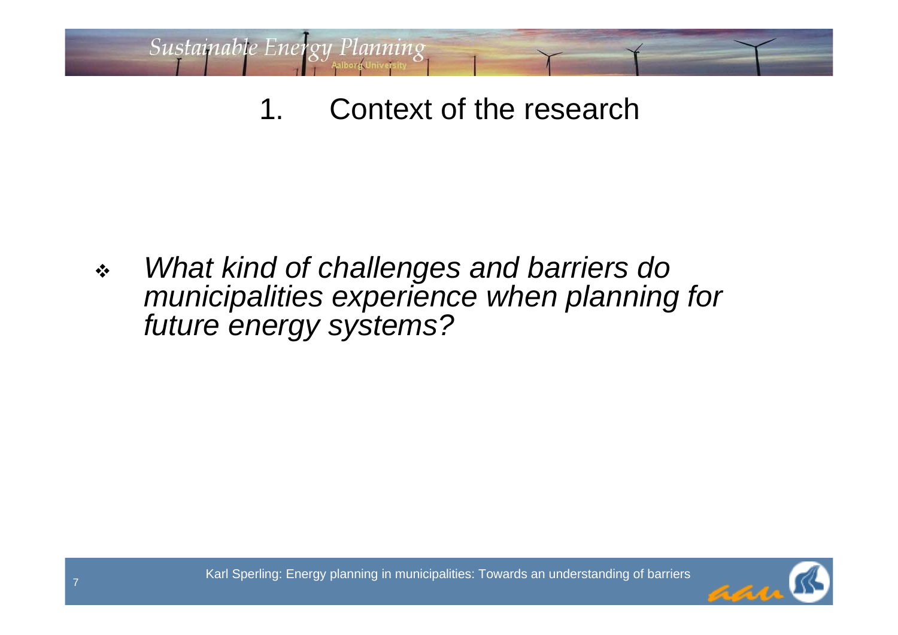# 1. Context of the research

- *What kind of challenges and barriers do municipalities experience when planning for future energy systems?*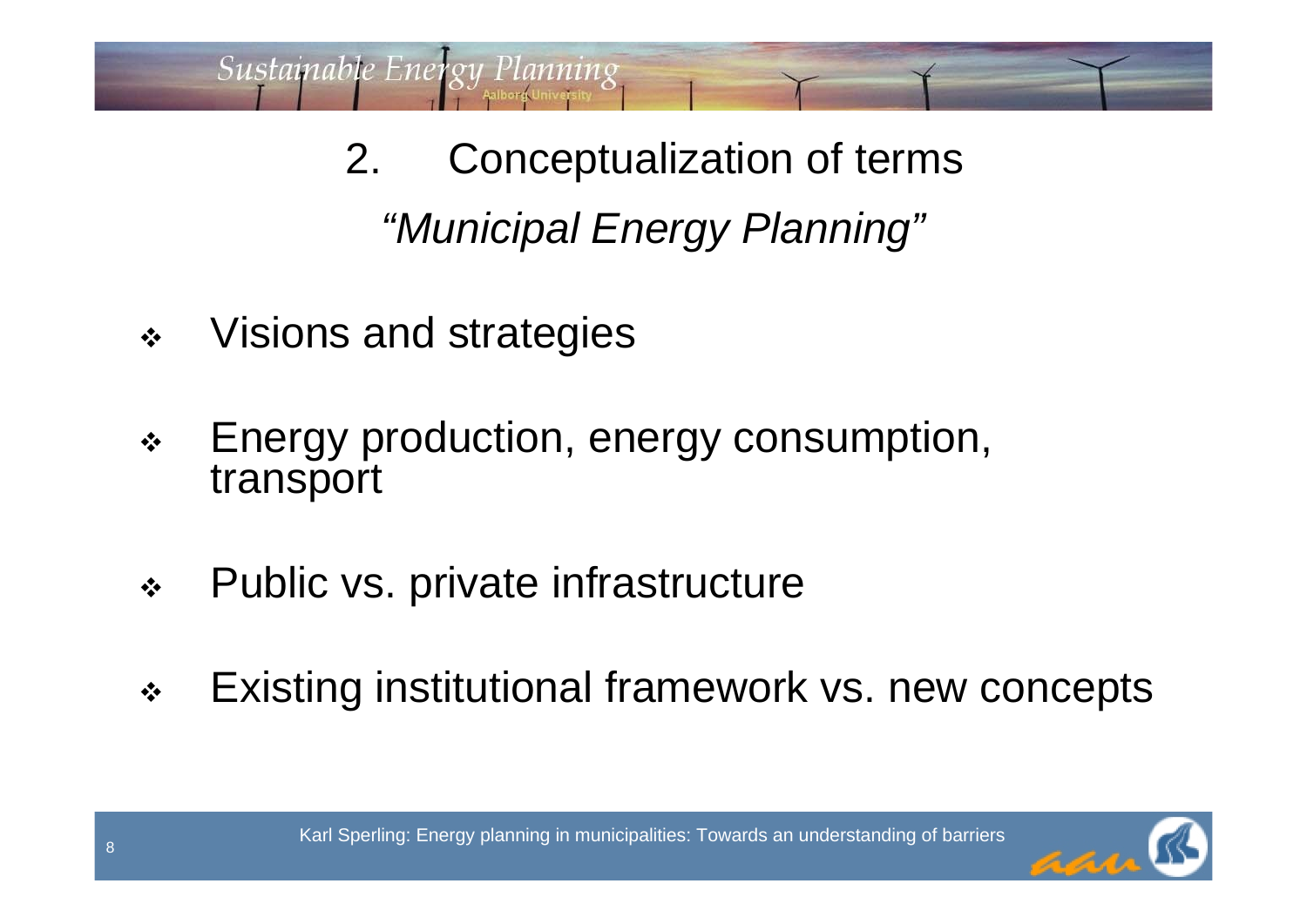## 2. Conceptualization of terms

### *"Municipal Energy Planning"*

- Visions and strategies
- Energy production, energy consumption, transport
- Public vs. private infrastructure
- Existing institutional framework vs. new concepts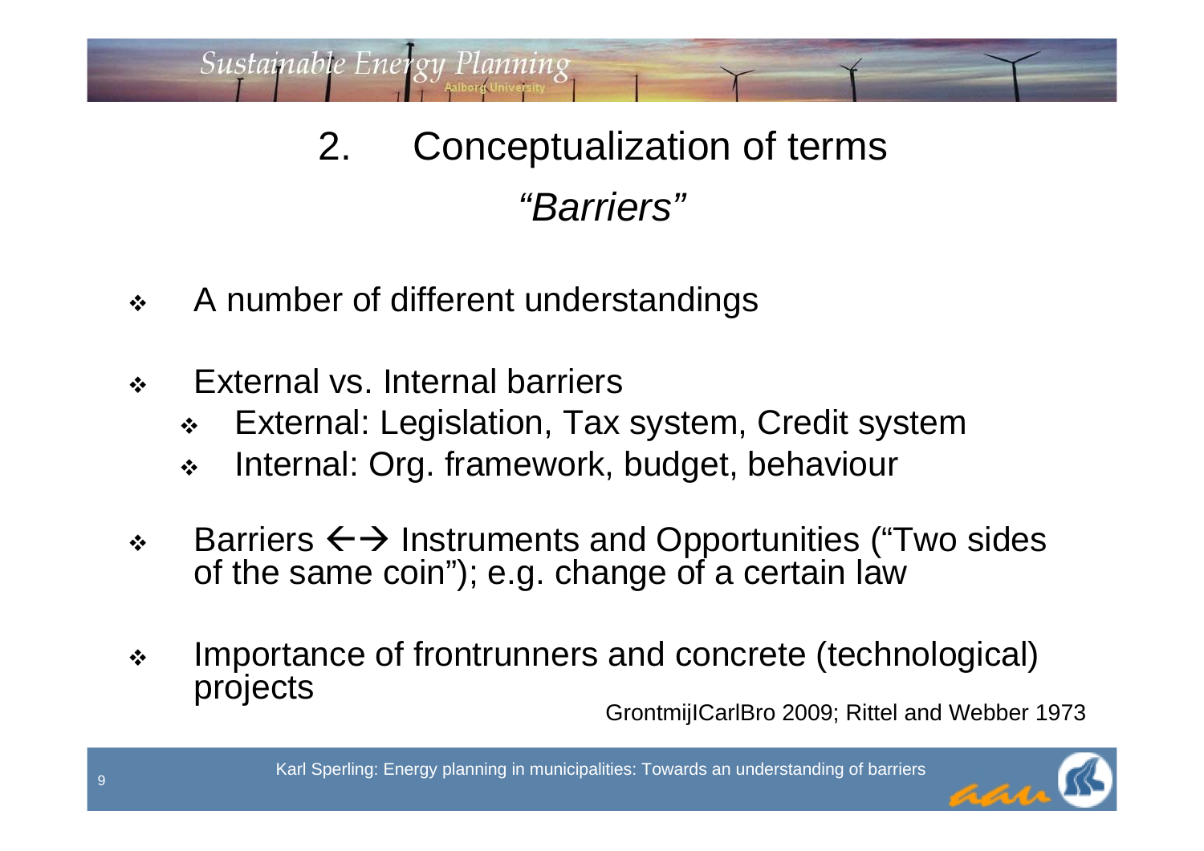# 2. Conceptualization of terms

## *"Barriers"*

- A number of different understandings
- External vs. Internal barriers
  - External: Legislation, Tax system, Credit system
  - Internal: Org. framework, budget, behaviour
- Barriers ←→ Instruments and Opportunities ("Two sides of the same coin"); e.g. change of a certain law
- Importance of frontrunners and concrete (technological) projects

GrontmijICarlBro 2009; Rittel and Webber 1973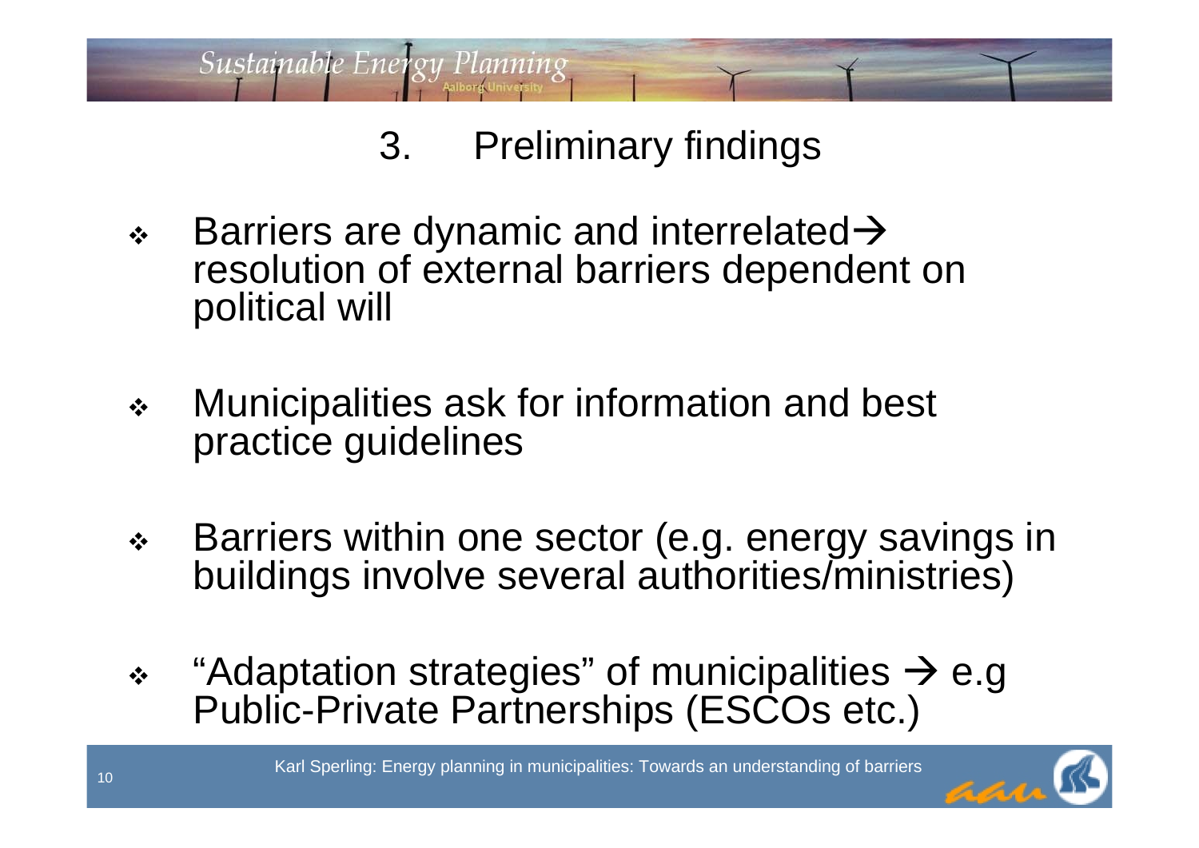# 3. Preliminary findings

- Barriers are dynamic and interrelated → resolution of external barriers dependent on political will
- Municipalities ask for information and best practice guidelines
- Barriers within one sector (e.g. energy savings in buildings involve several authorities/ministries)
- "Adaptation strategies" of municipalities → e.g Public-Private Partnerships (ESCOs etc.)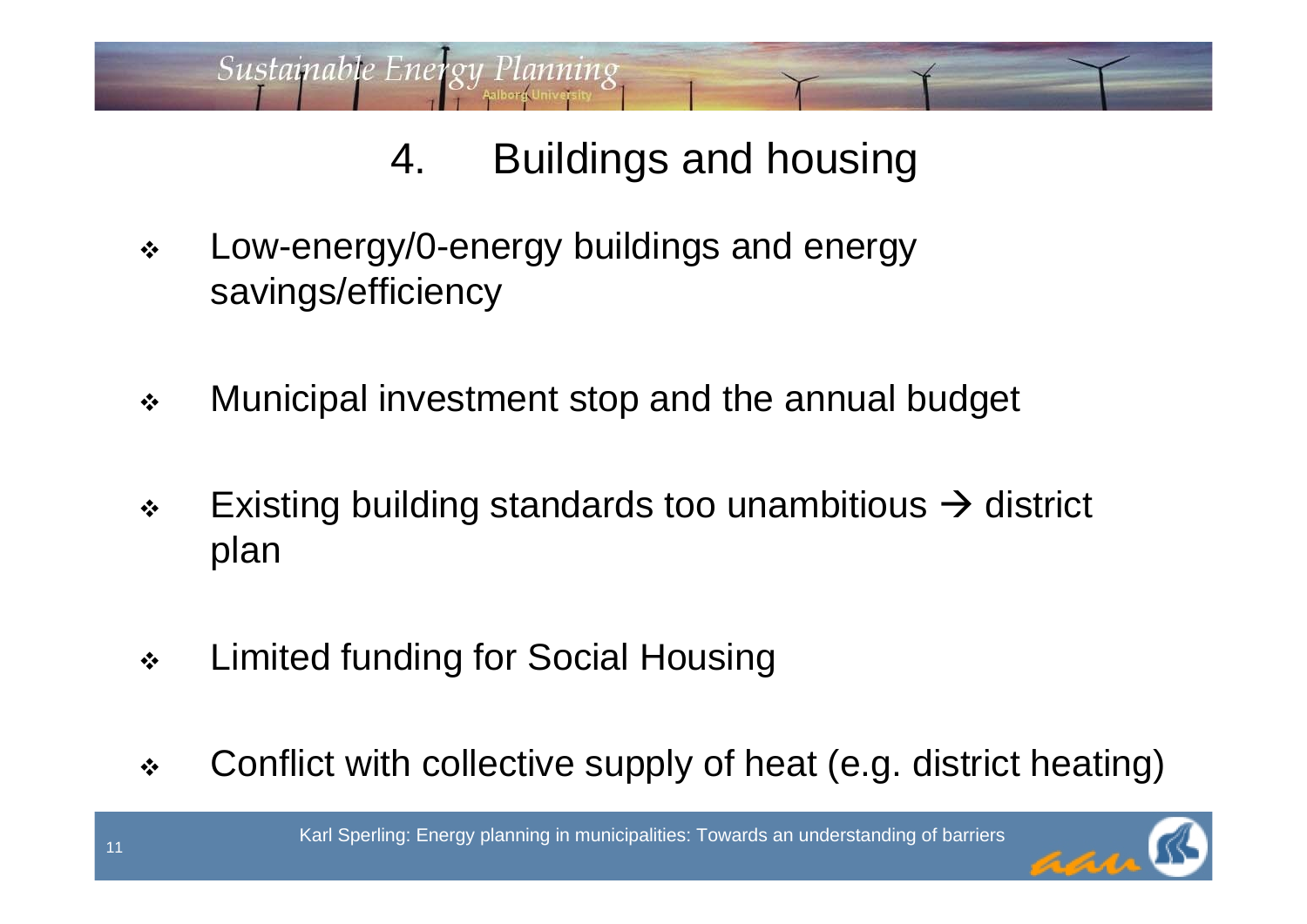# 4. Buildings and housing

- Low-energy/0-energy buildings and energy savings/efficiency
- Municipal investment stop and the annual budget
- Existing building standards too unambitious → district plan
- Limited funding for Social Housing
- Conflict with collective supply of heat (e.g. district heating)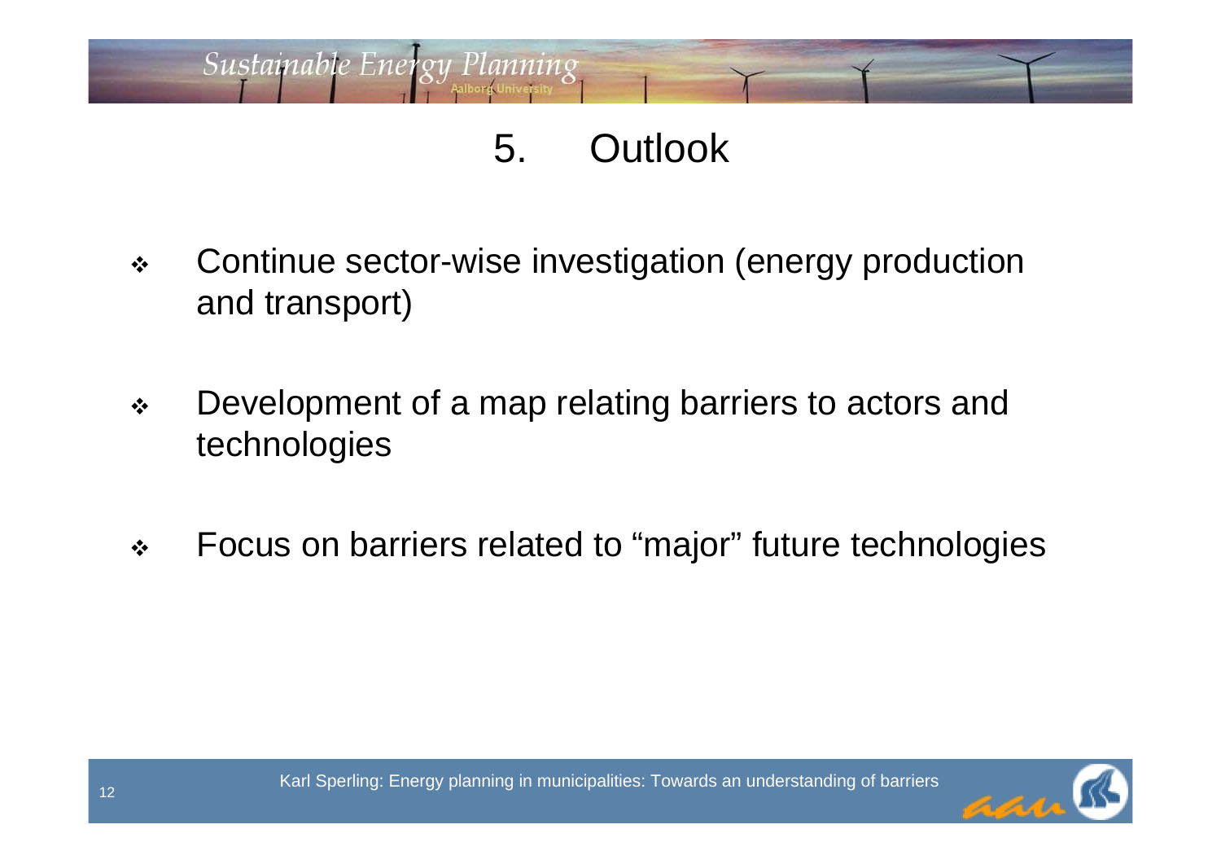# 5. Outlook

- Continue sector-wise investigation (energy production and transport)
- Development of a map relating barriers to actors and technologies
- Focus on barriers related to “major” future technologies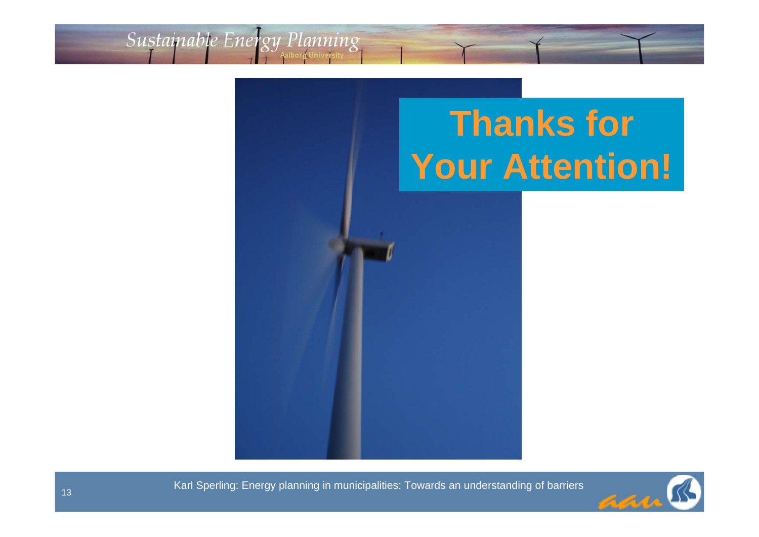# Thanks for Your Attention!